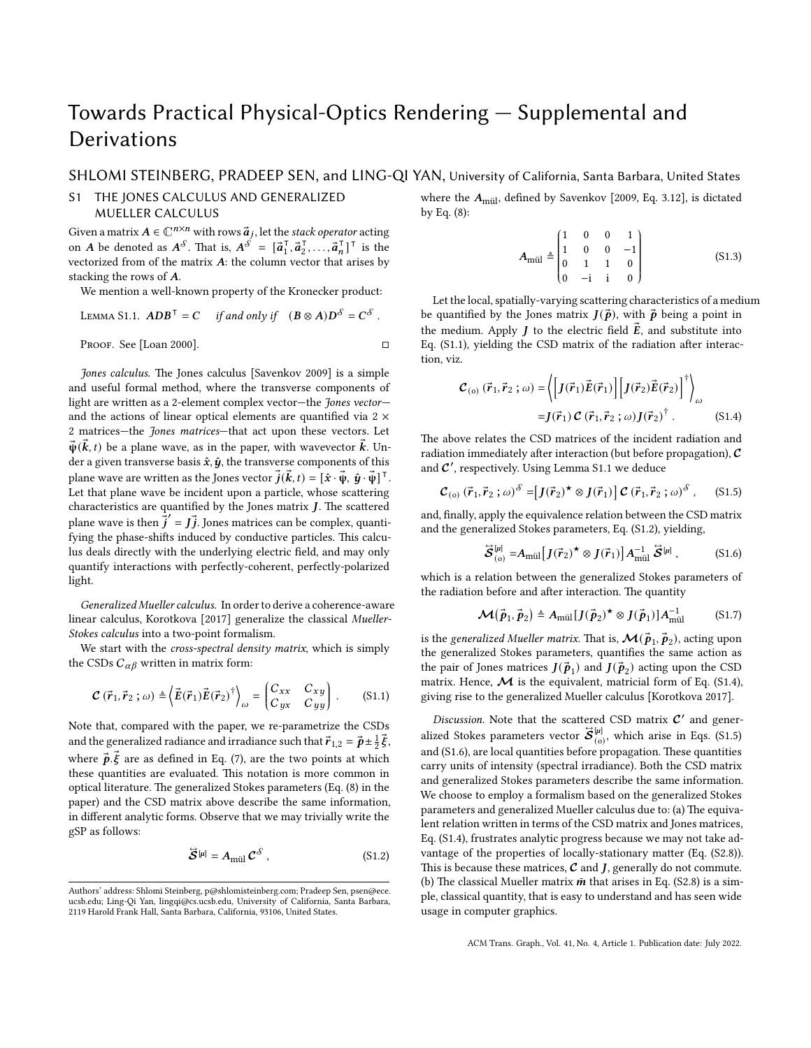# Towards Practical Physical-Optics Rendering — Supplemental and Derivations

SHLOMI STEINBERG, PRADEEP SEN, and LING-QI YAN, University of California, Santa Barbara, United States

## S1 THE JONES CALCULUS AND GENERALIZED MUELLER CALCULUS

Given a matrix $\boldsymbol{A} \in \mathbb{C}^{n\times n}$ with rows $\vec{\boldsymbol{a}}_j$, let the *stack operator* acting on $\boldsymbol{A}$ be denoted as $\boldsymbol{A}^{\mathcal{S}}$. That is, $\boldsymbol{A}^{\mathcal{S}} = [\vec{\boldsymbol{a}}_1^\top, \vec{\boldsymbol{a}}_2^\top, \ldots, \vec{\boldsymbol{a}}_n^\top]^\top$ is the vectorized from of the matrix $\boldsymbol{A}$: the column vector that arises by stacking the rows of $\boldsymbol{A}$.

We mention a well-known property of the Kronecker product:

Lemma S1.1. *$\boldsymbol{A}\boldsymbol{D}\boldsymbol{B}^\top = \boldsymbol{C}$ if and only if $(\boldsymbol{B}\otimes\boldsymbol{A})\boldsymbol{D}^{\mathcal{S}} = \boldsymbol{C}^{\mathcal{S}}$.*

Proof. See [Loan 2000]. ◻

*Jones calculus.* The Jones calculus [Savenkov 2009] is a simple and useful formal method, where the transverse components of light are written as a 2-element complex vector—the *Jones vector*—and the actions of linear optical elements are quantified via 2 × 2 matrices—the *Jones matrices*—that act upon these vectors. Let $\vec{\boldsymbol{\psi}}(\vec{\boldsymbol{k}},t)$ be a plane wave, as in the paper, with wavevector $\vec{\boldsymbol{k}}$. Under a given transverse basis $\hat{\boldsymbol{x}},\hat{\boldsymbol{y}}$, the transverse components of this plane wave are written as the Jones vector $\vec{\boldsymbol{j}}(\vec{\boldsymbol{k}},t) = [\hat{\boldsymbol{x}}\cdot\vec{\boldsymbol{\psi}},\ \hat{\boldsymbol{y}}\cdot\vec{\boldsymbol{\psi}}]^\top$. Let that plane wave be incident upon a particle, whose scattering characteristics are quantified by the Jones matrix $\boldsymbol{J}$. The scattered plane wave is then $\vec{\boldsymbol{j}}' = \boldsymbol{J}\vec{\boldsymbol{j}}$. Jones matrices can be complex, quantifying the phase-shifts induced by conductive particles. This calculus deals directly with the underlying electric field, and may only quantify interactions with perfectly-coherent, perfectly-polarized light.

*Generalized Mueller calculus.* In order to derive a coherence-aware linear calculus, Korotkova [2017] generalize the classical *Mueller-Stokes calculus* into a two-point formalism.

We start with the *cross-spectral density matrix*, which is simply the CSDs $C_{\alpha\beta}$ written in matrix form:

$$\boldsymbol{\mathcal{C}}\left(\vec{\boldsymbol{r}}_1,\vec{\boldsymbol{r}}_2\,;\omega\right) \triangleq \left\langle \vec{\boldsymbol{E}}(\vec{\boldsymbol{r}}_1)\vec{\boldsymbol{E}}(\vec{\boldsymbol{r}}_2)^\dagger \right\rangle_\omega = \begin{pmatrix} C_{xx} & C_{xy} \\ C_{yx} & C_{yy} \end{pmatrix} . \tag{S1.1}$$

Note that, compared with the paper, we re-parametrize the CSDs and the generalized radiance and irradiance such that $\vec{\boldsymbol{r}}_{1,2} = \vec{\boldsymbol{p}} \pm \frac{1}{2}\vec{\boldsymbol{\xi}}$, where $\vec{\boldsymbol{p}}.\vec{\boldsymbol{\xi}}$ are as defined in Eq. (7), are the two points at which these quantities are evaluated. This notation is more common in optical literature. The generalized Stokes parameters (Eq. (8) in the paper) and the CSD matrix above describe the same information, in different analytic forms. Observe that we may trivially write the gSP as follows:

$$\overset{\leftrightarrow}{\boldsymbol{\mathcal{S}}}^{[\mu]} = A_{\text{mül}}\,\boldsymbol{\mathcal{C}}^{\mathcal{S}} , \tag{S1.2}$$

where the $\boldsymbol{A}_{\text{mül}}$, defined by Savenkov [2009, Eq. 3.12], is dictated by Eq. (8):

$$\boldsymbol{A}_{\text{mül}} \triangleq \begin{pmatrix} 1 & 0 & 0 & 1 \\ 1 & 0 & 0 & -1 \\ 0 & 1 & 1 & 0 \\ 0 & -\mathrm{i} & \mathrm{i} & 0 \end{pmatrix} \tag{S1.3}$$

Let the local, spatially-varying scattering characteristics of a medium be quantified by the Jones matrix $\boldsymbol{J}(\vec{\boldsymbol{p}})$, with $\vec{\boldsymbol{p}}$ being a point in the medium. Apply $\boldsymbol{J}$ to the electric field $\vec{\boldsymbol{E}}$, and substitute into Eq. (S1.1), yielding the CSD matrix of the radiation after interaction, viz.

$$\begin{aligned}\boldsymbol{\mathcal{C}}_{(\text{o})}\left(\vec{\boldsymbol{r}}_1,\vec{\boldsymbol{r}}_2\,;\omega\right) &= \left\langle \left[\boldsymbol{J}(\vec{\boldsymbol{r}}_1)\vec{\boldsymbol{E}}(\vec{\boldsymbol{r}}_1)\right]\left[\boldsymbol{J}(\vec{\boldsymbol{r}}_2)\vec{\boldsymbol{E}}(\vec{\boldsymbol{r}}_2)\right]^\dagger \right\rangle_\omega \\ &= \boldsymbol{J}(\vec{\boldsymbol{r}}_1)\,\boldsymbol{\mathcal{C}}\left(\vec{\boldsymbol{r}}_1,\vec{\boldsymbol{r}}_2\,;\omega\right)\boldsymbol{J}(\vec{\boldsymbol{r}}_2)^\dagger .\end{aligned} \tag{S1.4}$$

The above relates the CSD matrices of the incident radiation and radiation immediately after interaction (but before propagation), $\boldsymbol{\mathcal{C}}$ and $\boldsymbol{\mathcal{C}}'$, respectively. Using Lemma S1.1 we deduce

$$\boldsymbol{\mathcal{C}}_{(\text{o})}\left(\vec{\boldsymbol{r}}_1,\vec{\boldsymbol{r}}_2\,;\omega\right)^{\mathcal{S}} = \left[\boldsymbol{J}(\vec{\boldsymbol{r}}_2)^\star \otimes \boldsymbol{J}(\vec{\boldsymbol{r}}_1)\right]\boldsymbol{\mathcal{C}}\left(\vec{\boldsymbol{r}}_1,\vec{\boldsymbol{r}}_2\,;\omega\right)^{\mathcal{S}} , \tag{S1.5}$$

and, finally, apply the equivalence relation between the CSD matrix and the generalized Stokes parameters, Eq. (S1.2), yielding,

$$\overset{\leftrightarrow}{\boldsymbol{\mathcal{S}}}^{[\mu]}_{(\text{o})} = A_{\text{mül}}\left[\boldsymbol{J}(\vec{\boldsymbol{r}}_2)^\star \otimes \boldsymbol{J}(\vec{\boldsymbol{r}}_1)\right]A_{\text{mül}}^{-1}\,\overset{\leftrightarrow}{\boldsymbol{\mathcal{S}}}^{[\mu]} , \tag{S1.6}$$

which is a relation between the generalized Stokes parameters of the radiation before and after interaction. The quantity

$$\boldsymbol{\mathcal{M}}(\vec{\boldsymbol{p}}_1,\vec{\boldsymbol{p}}_2) \triangleq A_{\text{mül}}[\boldsymbol{J}(\vec{\boldsymbol{p}}_2)^\star \otimes \boldsymbol{J}(\vec{\boldsymbol{p}}_1)]A_{\text{mül}}^{-1} \tag{S1.7}$$

is the *generalized Mueller matrix*. That is, $\boldsymbol{\mathcal{M}}(\vec{\boldsymbol{p}}_1,\vec{\boldsymbol{p}}_2)$, acting upon the generalized Stokes parameters, quantifies the same action as the pair of Jones matrices $\boldsymbol{J}(\vec{\boldsymbol{p}}_1)$ and $\boldsymbol{J}(\vec{\boldsymbol{p}}_2)$ acting upon the CSD matrix. Hence, $\boldsymbol{\mathcal{M}}$ is the equivalent, matricial form of Eq. (S1.4), giving rise to the generalized Mueller calculus [Korotkova 2017].

*Discussion.* Note that the scattered CSD matrix $\boldsymbol{\mathcal{C}}'$ and generalized Stokes parameters vector $\overset{\leftrightarrow}{\boldsymbol{\mathcal{S}}}^{[\mu]}_{(\text{o})}$, which arise in Eqs. (S1.5) and (S1.6), are local quantities before propagation. These quantities carry units of intensity (spectral irradiance). Both the CSD matrix and generalized Stokes parameters describe the same information. We choose to employ a formalism based on the generalized Stokes parameters and generalized Mueller calculus due to: (a) The equivalent relation written in terms of the CSD matrix and Jones matrices, Eq. (S1.4), frustrates analytic progress because we may not take advantage of the properties of locally-stationary matter (Eq. (S2.8)). This is because these matrices, $\boldsymbol{\mathcal{C}}$ and $\boldsymbol{J}$, generally do not commute. (b) The classical Mueller matrix $\bar{\boldsymbol{m}}$ that arises in Eq. (S2.8) is a simple, classical quantity, that is easy to understand and has seen wide usage in computer graphics.

---

Authors' address: Shlomi Steinberg, p@shlomisteinberg.com; Pradeep Sen, psen@ece.ucsb.edu; Ling-Qi Yan, lingqi@cs.ucsb.edu, University of California, Santa Barbara, 2119 Harold Frank Hall, Santa Barbara, California, 93106, United States.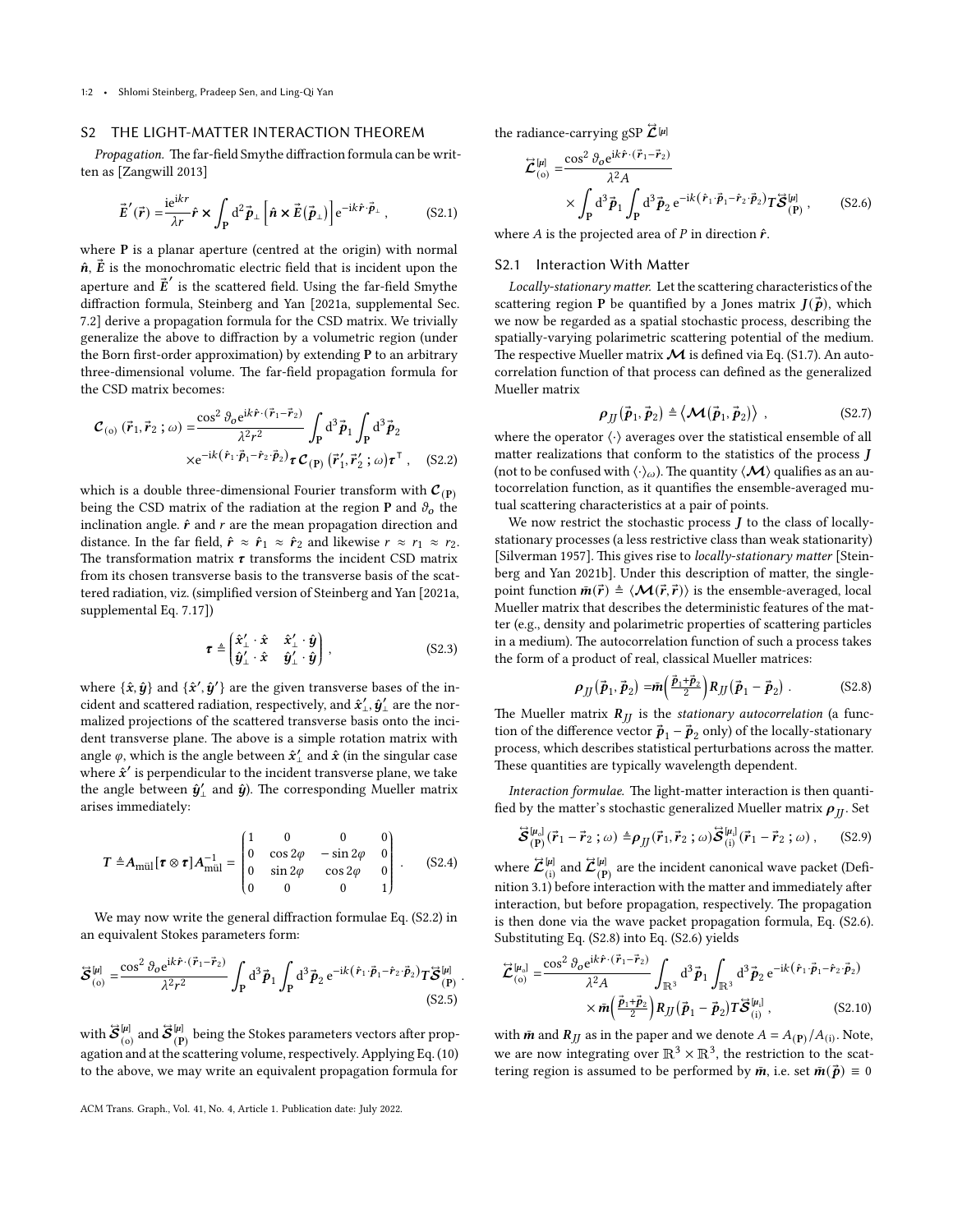## S2 THE LIGHT-MATTER INTERACTION THEOREM

*Propagation.* The far-field Smythe diffraction formula can be written as [Zangwill 2013]

$$\vec{E}'(\vec{r}) = \frac{\mathrm{i}e^{ikr}}{\lambda r}\hat{\boldsymbol{r}} \times \int_{\mathbf{P}} \mathrm{d}^2\vec{p}_\perp \left[\hat{\boldsymbol{n}} \times \vec{E}(\vec{p}_\perp)\right] e^{-ik\hat{\boldsymbol{r}}\cdot\vec{p}_\perp}, \tag{S2.1}$$

where $\mathbf{P}$ is a planar aperture (centred at the origin) with normal $\hat{\boldsymbol{n}}$, $\vec{E}$ is the monochromatic electric field that is incident upon the aperture and $\vec{E}'$ is the scattered field. Using the far-field Smythe diffraction formula, Steinberg and Yan [2021a, supplemental Sec. 7.2] derive a propagation formula for the CSD matrix. We trivially generalize the above to diffraction by a volumetric region (under the Born first-order approximation) by extending $\mathbf{P}$ to an arbitrary three-dimensional volume. The far-field propagation formula for the CSD matrix becomes:

$$\begin{aligned}\mathcal{C}_{(\mathrm{o})}(\vec{r}_1, \vec{r}_2\,;\omega) = &\frac{\cos^2\vartheta_o e^{ik\hat{\boldsymbol{r}}\cdot(\vec{r}_1-\vec{r}_2)}}{\lambda^2 r^2}\int_{\mathbf{P}}\mathrm{d}^3\vec{p}_1\int_{\mathbf{P}}\mathrm{d}^3\vec{p}_2\\ &\times e^{-ik(\hat{\boldsymbol{r}}_1\cdot\vec{p}_1-\hat{\boldsymbol{r}}_2\cdot\vec{p}_2)}\boldsymbol{\tau}\,\mathcal{C}_{(\mathbf{P})}(\vec{r}_1', \vec{r}_2'\,;\omega)\boldsymbol{\tau}^\intercal, \end{aligned}\tag{S2.2}$$

which is a double three-dimensional Fourier transform with $\mathcal{C}_{(\mathbf{P})}$ being the CSD matrix of the radiation at the region $\mathbf{P}$ and $\vartheta_o$ the inclination angle. $\hat{\boldsymbol{r}}$ and $r$ are the mean propagation direction and distance. In the far field, $\hat{\boldsymbol{r}} \approx \hat{\boldsymbol{r}}_1 \approx \hat{\boldsymbol{r}}_2$ and likewise $r \approx r_1 \approx r_2$. The transformation matrix $\boldsymbol{\tau}$ transforms the incident CSD matrix from its chosen transverse basis to the transverse basis of the scattered radiation, viz. (simplified version of Steinberg and Yan [2021a, supplemental Eq. 7.17])

$$\boldsymbol{\tau} \triangleq \begin{pmatrix}\hat{\boldsymbol{x}}'_\perp\cdot\hat{\boldsymbol{x}} & \hat{\boldsymbol{x}}'_\perp\cdot\hat{\boldsymbol{y}}\\ \hat{\boldsymbol{y}}'_\perp\cdot\hat{\boldsymbol{x}} & \hat{\boldsymbol{y}}'_\perp\cdot\hat{\boldsymbol{y}}\end{pmatrix}, \tag{S2.3}$$

where $\{\hat{\boldsymbol{x}}, \hat{\boldsymbol{y}}\}$ and $\{\hat{\boldsymbol{x}}', \hat{\boldsymbol{y}}'\}$ are the given transverse bases of the incident and scattered radiation, respectively, and $\hat{\boldsymbol{x}}'_\perp, \hat{\boldsymbol{y}}'_\perp$ are the normalized projections of the scattered transverse basis onto the incident transverse plane. The above is a simple rotation matrix with angle $\varphi$, which is the angle between $\hat{\boldsymbol{x}}'_\perp$ and $\hat{\boldsymbol{x}}$ (in the singular case where $\hat{\boldsymbol{x}}'$ is perpendicular to the incident transverse plane, we take the angle between $\hat{\boldsymbol{y}}'_\perp$ and $\hat{\boldsymbol{y}}$). The corresponding Mueller matrix arises immediately:

$$\boldsymbol{T} \triangleq A_{\text{mül}}[\boldsymbol{\tau}\otimes\boldsymbol{\tau}]A_{\text{mül}}^{-1} = \begin{pmatrix}1 & 0 & 0 & 0\\ 0 & \cos 2\varphi & -\sin 2\varphi & 0\\ 0 & \sin 2\varphi & \cos 2\varphi & 0\\ 0 & 0 & 0 & 1\end{pmatrix}. \tag{S2.4}$$

We may now write the general diffraction formulae Eq. (S2.2) in an equivalent Stokes parameters form:

$$\overset{\leftrightarrow}{\mathcal{S}}^{[\mu]}_{(\mathrm{o})} = \frac{\cos^2\vartheta_o e^{ik\hat{\boldsymbol{r}}\cdot(\vec{r}_1-\vec{r}_2)}}{\lambda^2 r^2}\int_{\mathbf{P}}\mathrm{d}^3\vec{p}_1\int_{\mathbf{P}}\mathrm{d}^3\vec{p}_2\, e^{-ik(\hat{\boldsymbol{r}}_1\cdot\vec{p}_1-\hat{\boldsymbol{r}}_2\cdot\vec{p}_2)}\boldsymbol{T}\overset{\leftrightarrow}{\mathcal{S}}^{[\mu]}_{(\mathbf{P})}. \tag{S2.5}$$

with $\overset{\leftrightarrow}{\mathcal{S}}^{[\mu]}_{(\mathrm{o})}$ and $\overset{\leftrightarrow}{\mathcal{S}}^{[\mu]}_{(\mathbf{P})}$ being the Stokes parameters vectors after propagation and at the scattering volume, respectively. Applying Eq. (10) to the above, we may write an equivalent propagation formula for the radiance-carrying gSP $\overset{\leftrightarrow}{\mathcal{L}}^{[\mu]}$

$$\begin{aligned}\overset{\leftrightarrow}{\mathcal{L}}^{[\mu]}_{(\mathrm{o})} = &\frac{\cos^2\vartheta_o e^{ik\hat{\boldsymbol{r}}\cdot(\vec{r}_1-\vec{r}_2)}}{\lambda^2 A}\\ &\times\int_{\mathbf{P}}\mathrm{d}^3\vec{p}_1\int_{\mathbf{P}}\mathrm{d}^3\vec{p}_2\, e^{-ik(\hat{\boldsymbol{r}}_1\cdot\vec{p}_1-\hat{\boldsymbol{r}}_2\cdot\vec{p}_2)}\boldsymbol{T}\overset{\leftrightarrow}{\mathcal{S}}^{[\mu]}_{(\mathbf{P})}, \end{aligned}\tag{S2.6}$$

where $A$ is the projected area of $P$ in direction $\hat{\boldsymbol{r}}$.

### S2.1 Interaction With Matter

*Locally-stationary matter.* Let the scattering characteristics of the scattering region $\mathbf{P}$ be quantified by a Jones matrix $\boldsymbol{J}(\vec{p})$, which we now be regarded as a spatial stochastic process, describing the spatially-varying polarimetric scattering potential of the medium. The respective Mueller matrix $\boldsymbol{\mathcal{M}}$ is defined via Eq. (S1.7). An autocorrelation function of that process can defined as the generalized Mueller matrix

$$\boldsymbol{\rho}_{JJ}(\vec{p}_1, \vec{p}_2) \triangleq \left\langle\boldsymbol{\mathcal{M}}(\vec{p}_1, \vec{p}_2)\right\rangle, \tag{S2.7}$$

where the operator $\langle\cdot\rangle$ averages over the statistical ensemble of all matter realizations that conform to the statistics of the process $\boldsymbol{J}$ (not to be confused with $\langle\cdot\rangle_\omega$). The quantity $\langle\boldsymbol{\mathcal{M}}\rangle$ qualifies as an autocorrelation function, as it quantifies the ensemble-averaged mutual scattering characteristics at a pair of points.

We now restrict the stochastic process $\boldsymbol{J}$ to the class of locally-stationary processes (a less restrictive class than weak stationarity) [Silverman 1957]. This gives rise to *locally-stationary matter* [Steinberg and Yan 2021b]. Under this description of matter, the single-point function $\bar{\boldsymbol{m}}(\vec{r}) \triangleq \langle\boldsymbol{\mathcal{M}}(\vec{r}, \vec{r})\rangle$ is the ensemble-averaged, local Mueller matrix that describes the deterministic features of the matter (e.g., density and polarimetric properties of scattering particles in a medium). The autocorrelation function of such a process takes the form of a product of real, classical Mueller matrices:

$$\boldsymbol{\rho}_{JJ}(\vec{p}_1, \vec{p}_2) = \bar{\boldsymbol{m}}\left(\tfrac{\vec{p}_1+\vec{p}_2}{2}\right)\boldsymbol{R}_{JJ}(\vec{p}_1-\vec{p}_2). \tag{S2.8}$$

The Mueller matrix $\boldsymbol{R}_{JJ}$ is the *stationary autocorrelation* (a function of the difference vector $\vec{p}_1-\vec{p}_2$ only) of the locally-stationary process, which describes statistical perturbations across the matter. These quantities are typically wavelength dependent.

*Interaction formulae.* The light-matter interaction is then quantified by the matter's stochastic generalized Mueller matrix $\boldsymbol{\rho}_{JJ}$. Set

$$\overset{\leftrightarrow}{\mathcal{S}}^{[\mu_o]}_{(\mathbf{P})}(\vec{r}_1-\vec{r}_2\,;\omega) \triangleq \boldsymbol{\rho}_{JJ}(\vec{r}_1, \vec{r}_2\,;\omega)\overset{\leftrightarrow}{\mathcal{S}}^{[\mu_i]}_{(\mathrm{i})}(\vec{r}_1-\vec{r}_2\,;\omega), \tag{S2.9}$$

where $\overset{\leftrightarrow}{\mathcal{L}}^{[\mu]}_{(\mathrm{i})}$ and $\overset{\leftrightarrow}{\mathcal{L}}^{[\mu]}_{(\mathbf{P})}$ are the incident canonical wave packet (Definition 3.1) before interaction with the matter and immediately after interaction, but before propagation, respectively. The propagation is then done via the wave packet propagation formula, Eq. (S2.6). Substituting Eq. (S2.8) into Eq. (S2.6) yields

$$\begin{aligned}\overset{\leftrightarrow}{\mathcal{L}}^{[\mu_o]}_{(\mathrm{o})} = &\frac{\cos^2\vartheta_o e^{ik\hat{\boldsymbol{r}}\cdot(\vec{r}_1-\vec{r}_2)}}{\lambda^2 A}\int_{\mathbb{R}^3}\mathrm{d}^3\vec{p}_1\int_{\mathbb{R}^3}\mathrm{d}^3\vec{p}_2\, e^{-ik(\hat{\boldsymbol{r}}_1\cdot\vec{p}_1-\hat{\boldsymbol{r}}_2\cdot\vec{p}_2)}\\ &\times\bar{\boldsymbol{m}}\left(\tfrac{\vec{p}_1+\vec{p}_2}{2}\right)\boldsymbol{R}_{JJ}(\vec{p}_1-\vec{p}_2)\boldsymbol{T}\overset{\leftrightarrow}{\mathcal{S}}^{[\mu_i]}_{(\mathrm{i})}, \end{aligned}\tag{S2.10}$$

with $\bar{\boldsymbol{m}}$ and $\boldsymbol{R}_{JJ}$ as in the paper and we denote $A = A_{(\mathbf{P})}/A_{(\mathrm{i})}$. Note, we are now integrating over $\mathbb{R}^3\times\mathbb{R}^3$, the restriction to the scattering region is assumed to be performed by $\bar{\boldsymbol{m}}$, i.e. set $\bar{\boldsymbol{m}}(\vec{p}) \equiv 0$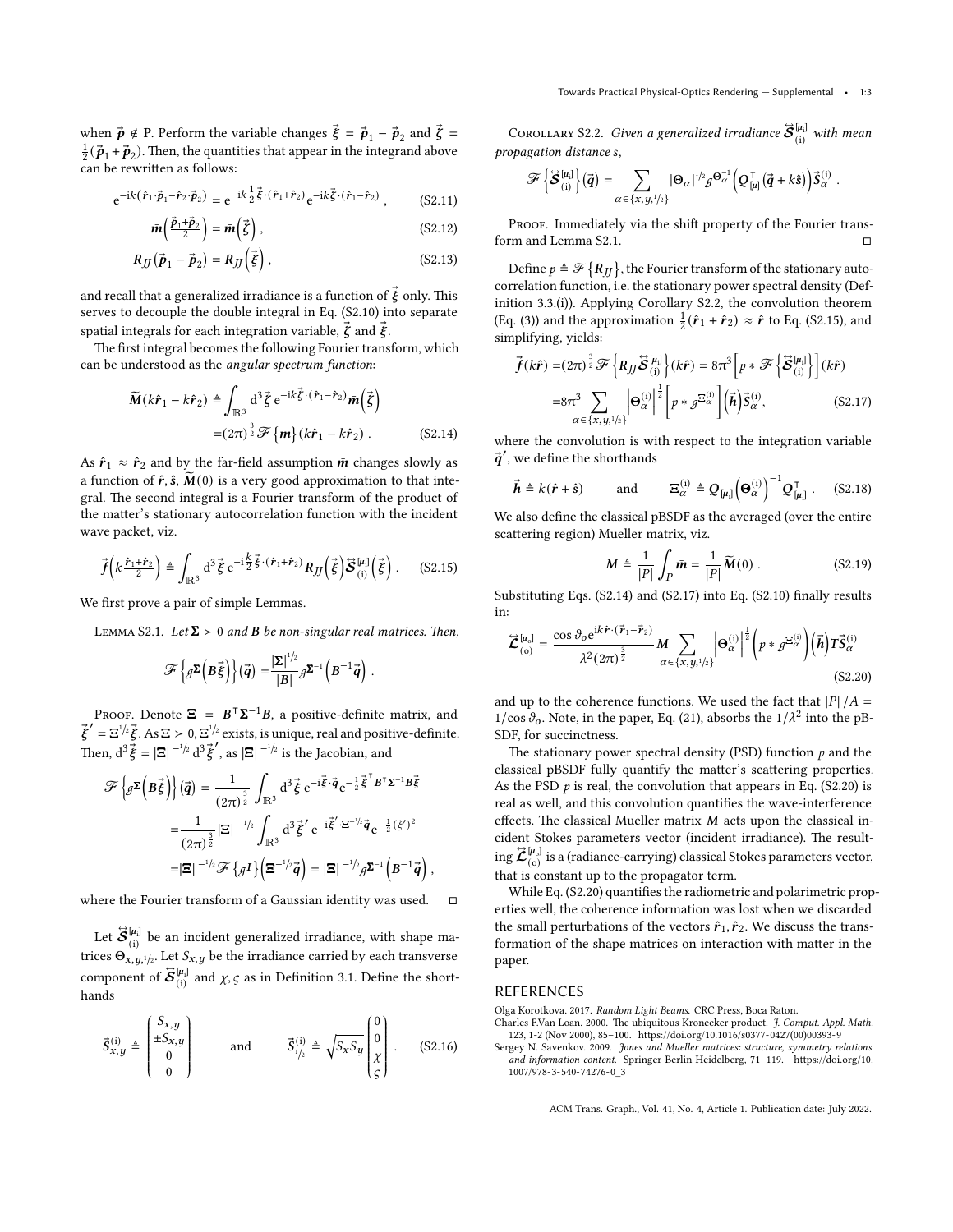when $\vec{p} \notin \mathbf{P}$. Perform the variable changes $\vec{\xi} = \vec{p}_1 - \vec{p}_2$ and $\vec{\zeta} = \frac{1}{2}(\vec{p}_1 + \vec{p}_2)$. Then, the quantities that appear in the integrand above can be rewritten as follows:

$$\mathrm{e}^{-\mathrm{i}k(\hat{\boldsymbol{r}}_1\cdot\vec{p}_1-\hat{\boldsymbol{r}}_2\cdot\vec{p}_2)} = \mathrm{e}^{-\mathrm{i}k\frac{1}{2}\vec{\xi}\cdot(\hat{\boldsymbol{r}}_1+\hat{\boldsymbol{r}}_2)}\mathrm{e}^{-\mathrm{i}k\vec{\zeta}\cdot(\hat{\boldsymbol{r}}_1-\hat{\boldsymbol{r}}_2)}\,, \tag{S2.11}$$

$$\bar{\boldsymbol{m}}\left(\tfrac{\vec{p}_1+\vec{p}_2}{2}\right) = \bar{\boldsymbol{m}}\left(\vec{\zeta}\right), \tag{S2.12}$$

$$\boldsymbol{R}_{JJ}\left(\vec{p}_1 - \vec{p}_2\right) = \boldsymbol{R}_{JJ}\left(\vec{\xi}\right), \tag{S2.13}$$

and recall that a generalized irradiance is a function of $\vec{\xi}$ only. This serves to decouple the double integral in Eq. (S2.10) into separate spatial integrals for each integration variable, $\vec{\zeta}$ and $\vec{\xi}$.

The first integral becomes the following Fourier transform, which can be understood as the *angular spectrum function*:

$$\begin{aligned}\widetilde{\boldsymbol{M}}(k\hat{\boldsymbol{r}}_1 - k\hat{\boldsymbol{r}}_2) &\triangleq \int_{\mathbb{R}^3} \mathrm{d}^3\vec{\zeta}\; \mathrm{e}^{-\mathrm{i}k\vec{\zeta}\cdot(\hat{\boldsymbol{r}}_1-\hat{\boldsymbol{r}}_2)}\bar{\boldsymbol{m}}\left(\vec{\zeta}\right) \\ &= (2\pi)^{\frac{3}{2}}\mathscr{F}\left\{\bar{\boldsymbol{m}}\right\}(k\hat{\boldsymbol{r}}_1 - k\hat{\boldsymbol{r}}_2)\,.\end{aligned} \tag{S2.14}$$

As $\hat{\boldsymbol{r}}_1 \approx \hat{\boldsymbol{r}}_2$ and by the far-field assumption $\bar{\boldsymbol{m}}$ changes slowly as a function of $\hat{\boldsymbol{r}}, \hat{\boldsymbol{s}}$, $\widetilde{\boldsymbol{M}}(0)$ is a very good approximation to that integral. The second integral is a Fourier transform of the product of the matter's stationary autocorrelation function with the incident wave packet, viz.

$$\vec{f}\left(k\tfrac{\hat{\boldsymbol{r}}_1+\hat{\boldsymbol{r}}_2}{2}\right) \triangleq \int_{\mathbb{R}^3} \mathrm{d}^3\vec{\xi}\; \mathrm{e}^{-\mathrm{i}\frac{k}{2}\vec{\xi}\cdot(\hat{\boldsymbol{r}}_1+\hat{\boldsymbol{r}}_2)}\boldsymbol{R}_{JJ}\left(\vec{\xi}\right)\overleftrightarrow{\boldsymbol{\mathcal{S}}}^{[\mu_{\mathrm{i}}]}_{(\mathrm{i})}\left(\vec{\xi}\right). \tag{S2.15}$$

We first prove a pair of simple Lemmas.

Lemma S2.1. *Let $\boldsymbol{\Sigma} \succ 0$ and $\boldsymbol{B}$ be non-singular real matrices. Then,*

$$\mathscr{F}\left\{\mathcal{g}^{\boldsymbol{\Sigma}}\left(\boldsymbol{B}\vec{\xi}\right)\right\}(\vec{q}) = \frac{|\boldsymbol{\Sigma}|^{1/2}}{|\boldsymbol{B}|}\mathcal{g}^{\boldsymbol{\Sigma}^{-1}}\left(\boldsymbol{B}^{-1}\vec{q}\right).$$

Proof. Denote $\boldsymbol{\Xi} = \boldsymbol{B}^\intercal\boldsymbol{\Sigma}^{-1}\boldsymbol{B}$, a positive-definite matrix, and $\vec{\xi}' = \Xi^{1/2}\vec{\xi}$. As $\Xi \succ 0$, $\Xi^{1/2}$ exists, is unique, real and positive-definite. Then, $\mathrm{d}^3\vec{\xi} = |\Xi|^{-1/2}\,\mathrm{d}^3\vec{\xi}'$, as $|\Xi|^{-1/2}$ is the Jacobian, and

$$\begin{aligned}\mathscr{F}\left\{\mathcal{g}^{\boldsymbol{\Sigma}}\left(\boldsymbol{B}\vec{\xi}\right)\right\}(\vec{q}) &= \frac{1}{(2\pi)^{\frac{3}{2}}}\int_{\mathbb{R}^3}\mathrm{d}^3\vec{\xi}\; \mathrm{e}^{-\mathrm{i}\vec{\xi}\cdot\vec{q}}\mathrm{e}^{-\frac{1}{2}\vec{\xi}^\intercal\boldsymbol{B}^\intercal\boldsymbol{\Sigma}^{-1}\boldsymbol{B}\vec{\xi}} \\ &= \frac{1}{(2\pi)^{\frac{3}{2}}}|\Xi|^{-1/2}\int_{\mathbb{R}^3}\mathrm{d}^3\vec{\xi}'\;\mathrm{e}^{-\mathrm{i}\vec{\xi}'\cdot\Xi^{-1/2}\vec{q}}\mathrm{e}^{-\frac{1}{2}(\xi')^2} \\ &= |\Xi|^{-1/2}\mathscr{F}\left\{\mathcal{g}^{I}\right\}\left(\Xi^{-1/2}\vec{q}\right) = |\Xi|^{-1/2}\mathcal{g}^{\boldsymbol{\Sigma}^{-1}}\left(\boldsymbol{B}^{-1}\vec{q}\right),\end{aligned}$$

where the Fourier transform of a Gaussian identity was used. □

Let $\overleftrightarrow{\boldsymbol{\mathcal{S}}}^{[\mu_{\mathrm{i}}]}_{(\mathrm{i})}$ be an incident generalized irradiance, with shape matrices $\boldsymbol{\Theta}_{x,y,1/2}$. Let $S_{x,y}$ be the irradiance carried by each transverse component of $\overleftrightarrow{\boldsymbol{\mathcal{S}}}^{[\mu_{\mathrm{i}}]}_{(\mathrm{i})}$ and $\chi, \varsigma$ as in Definition 3.1. Define the shorthands

$$\vec{S}^{(\mathrm{i})}_{x,y} \triangleq \begin{pmatrix} S_{x,y} \\ \pm S_{x,y} \\ 0 \\ 0\end{pmatrix} \qquad \text{and} \qquad \vec{S}^{(\mathrm{i})}_{1/2} \triangleq \sqrt{S_x S_y}\begin{pmatrix}0\\0\\\chi\\\varsigma\end{pmatrix}. \tag{S2.16}$$

Corollary S2.2. *Given a generalized irradiance $\overleftrightarrow{\boldsymbol{\mathcal{S}}}^{[\mu_{\mathrm{i}}]}_{(\mathrm{i})}$ with mean propagation distance $s$,*

$$\mathscr{F}\left\{\overleftrightarrow{\boldsymbol{\mathcal{S}}}^{[\mu_{\mathrm{i}}]}_{(\mathrm{i})}\right\}(\vec{q}) = \sum_{\alpha\in\{x,y,1/2\}}|\boldsymbol{\Theta}_\alpha|^{1/2}\mathcal{g}^{\boldsymbol{\Theta}_\alpha^{-1}}\left(\boldsymbol{Q}^\intercal_{[\mu]}\left(\vec{q} + k\hat{\boldsymbol{s}}\right)\right)\vec{S}^{(\mathrm{i})}_\alpha\,.$$

Proof. Immediately via the shift property of the Fourier transform and Lemma S2.1. □

Define $p \triangleq \mathscr{F}\left\{\boldsymbol{R}_{JJ}\right\}$, the Fourier transform of the stationary autocorrelation function, i.e. the stationary power spectral density (Definition 3.3.(i)). Applying Corollary S2.2, the convolution theorem (Eq. (3)) and the approximation $\frac{1}{2}(\hat{\boldsymbol{r}}_1 + \hat{\boldsymbol{r}}_2) \approx \hat{\boldsymbol{r}}$ to Eq. (S2.15), and simplifying, yields:

$$\begin{aligned}\vec{f}(k\hat{\boldsymbol{r}}) &= (2\pi)^{\frac{3}{2}}\mathscr{F}\left\{\boldsymbol{R}_{JJ}\overleftrightarrow{\boldsymbol{\mathcal{S}}}^{[\mu_{\mathrm{i}}]}_{(\mathrm{i})}\right\}(k\hat{\boldsymbol{r}}) = 8\pi^3\left[p * \mathscr{F}\left\{\overleftrightarrow{\boldsymbol{\mathcal{S}}}^{[\mu_{\mathrm{i}}]}_{(\mathrm{i})}\right\}\right](k\hat{\boldsymbol{r}}) \\ &= 8\pi^3\sum_{\alpha\in\{x,y,1/2\}}\left|\boldsymbol{\Theta}^{(\mathrm{i})}_\alpha\right|^{\frac{1}{2}}\left[p * \mathcal{g}^{\Xi^{(\mathrm{i})}_\alpha}\right]\left(\vec{h}\right)\vec{S}^{(\mathrm{i})}_\alpha,\end{aligned} \tag{S2.17}$$

where the convolution is with respect to the integration variable $\vec{q}'$, we define the shorthands

$$\vec{h} \triangleq k(\hat{\boldsymbol{r}} + \hat{\boldsymbol{s}}) \qquad \text{and} \qquad \Xi^{(\mathrm{i})}_\alpha \triangleq \boldsymbol{Q}_{[\mu_{\mathrm{i}}]}\left(\boldsymbol{\Theta}^{(\mathrm{i})}_\alpha\right)^{-1}\boldsymbol{Q}^\intercal_{[\mu_{\mathrm{i}}]}\,. \tag{S2.18}$$

We also define the classical pBSDF as the averaged (over the entire scattering region) Mueller matrix, viz.

$$\boldsymbol{M} \triangleq \frac{1}{|P|}\int_P \bar{\boldsymbol{m}} = \frac{1}{|P|}\widetilde{\boldsymbol{M}}(0)\,. \tag{S2.19}$$

Substituting Eqs. (S2.14) and (S2.17) into Eq. (S2.10) finally results in:

$$\vec{\boldsymbol{\mathcal{L}}}^{[\mu_{\mathrm{o}}]}_{(\mathrm{o})} = \frac{\cos\vartheta_o \mathrm{e}^{\mathrm{i}k\hat{\boldsymbol{r}}\cdot(\vec{r}_1-\vec{r}_2)}}{\lambda^2(2\pi)^{\frac{3}{2}}}\boldsymbol{M}\sum_{\alpha\in\{x,y,1/2\}}\left|\boldsymbol{\Theta}^{(\mathrm{i})}_\alpha\right|^{\frac{1}{2}}\left(p * \mathcal{g}^{\Xi^{(\mathrm{i})}_\alpha}\right)\left(\vec{h}\right)\boldsymbol{T}\vec{S}^{(\mathrm{i})}_\alpha \tag{S2.20}$$

and up to the coherence functions. We used the fact that $|P|/A = 1/\cos\vartheta_o$. Note, in the paper, Eq. (21), absorbs the $1/\lambda^2$ into the pBSDF, for succinctness.

The stationary power spectral density (PSD) function $p$ and the classical pBSDF fully quantify the matter's scattering properties. As the PSD $p$ is real, the convolution that appears in Eq. (S2.20) is real as well, and this convolution quantifies the wave-interference effects. The classical Mueller matrix $\boldsymbol{M}$ acts upon the classical incident Stokes parameters vector (incident irradiance). The resulting $\vec{\boldsymbol{\mathcal{L}}}^{[\mu_{\mathrm{o}}]}_{(\mathrm{o})}$ is a (radiance-carrying) classical Stokes parameters vector, that is constant up to the propagator term.

While Eq. (S2.20) quantifies the radiometric and polarimetric properties well, the coherence information was lost when we discarded the small perturbations of the vectors $\hat{\boldsymbol{r}}_1, \hat{\boldsymbol{r}}_2$. We discuss the transformation of the shape matrices on interaction with matter in the paper.

## REFERENCES

Olga Korotkova. 2017. *Random Light Beams.* CRC Press, Boca Raton.

Charles F.Van Loan. 2000. The ubiquitous Kronecker product. *J. Comput. Appl. Math.* 123, 1-2 (Nov 2000), 85–100. https://doi.org/10.1016/s0377-0427(00)00393-9

Sergey N. Savenkov. 2009. *Jones and Mueller matrices: structure, symmetry relations and information content.* Springer Berlin Heidelberg, 71–119. https://doi.org/10.1007/978-3-540-74276-0_3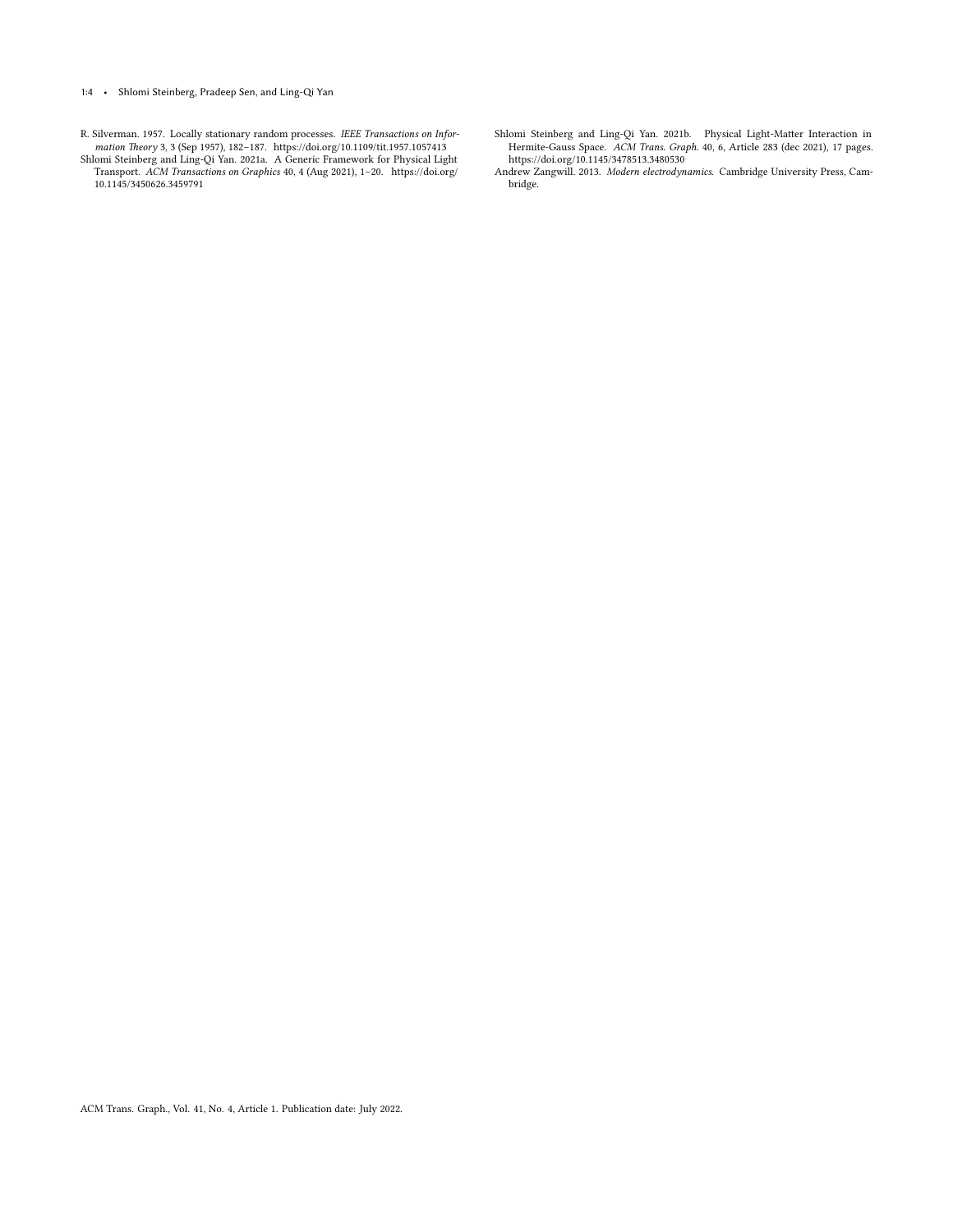R. Silverman. 1957. Locally stationary random processes. *IEEE Transactions on Information Theory* 3, 3 (Sep 1957), 182–187. https://doi.org/10.1109/tit.1957.1057413

Shlomi Steinberg and Ling-Qi Yan. 2021a. A Generic Framework for Physical Light Transport. *ACM Transactions on Graphics* 40, 4 (Aug 2021), 1–20. https://doi.org/10.1145/3450626.3459791

Shlomi Steinberg and Ling-Qi Yan. 2021b. Physical Light-Matter Interaction in Hermite-Gauss Space. *ACM Trans. Graph.* 40, 6, Article 283 (dec 2021), 17 pages. https://doi.org/10.1145/3478513.3480530

Andrew Zangwill. 2013. *Modern electrodynamics*. Cambridge University Press, Cambridge.